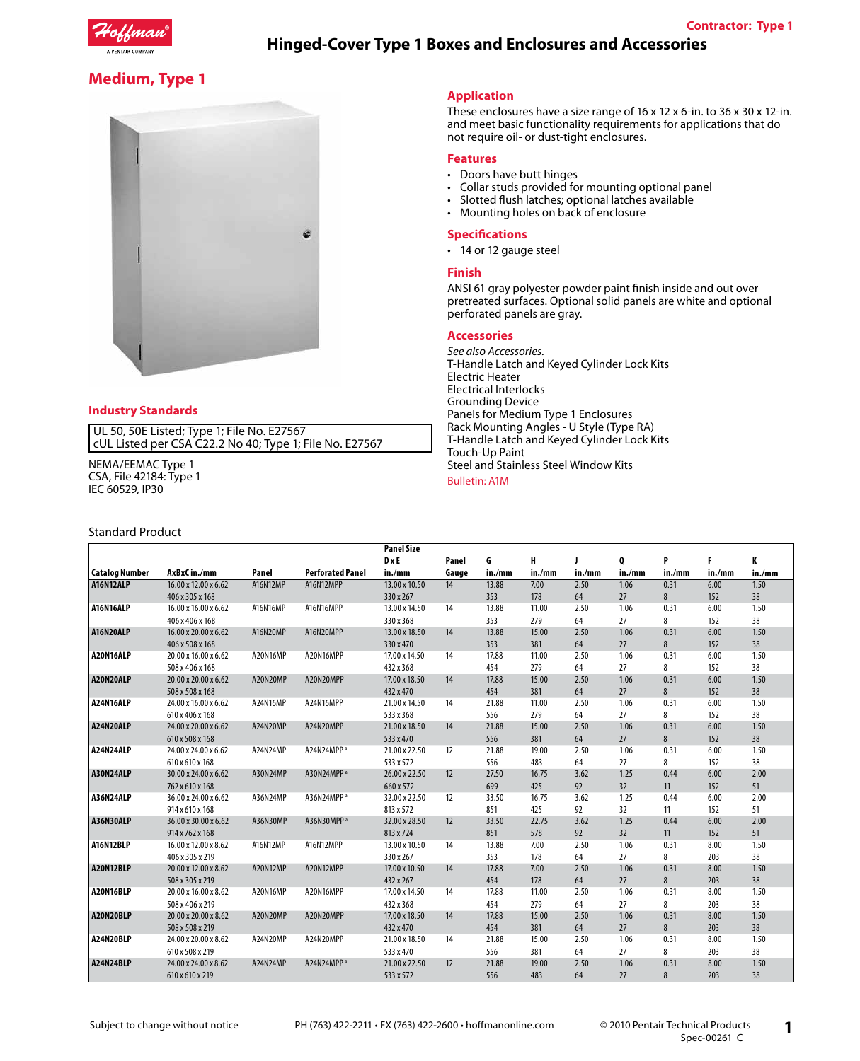Contractor: Type 1

# Hinged-Cover Type 1 Boxes and Enclosures and Accessories

## Medium, Type 1

### Application

These enclosures have a size range of 16 x 12 x 6-in. to 36 x 30 x 12-in. and meet basic functionality requirements for applications that do not require oil- or dust-tight enclosures.

### Features

- Doors have butt hinges
- Collar studs provided for mounting optional panel
- Slotted flush latches; optional latches available
- Mounting holes on back of enclosure

### Specifications

- 14 or 12 gauge steel

### Finish

ANSI 61 gray polyester powder paint finish inside and out over pretreated surfaces. Optional solid panels are white and optional perforated panels are gray.

### Accessories

*See also Accessories.*
T-Handle Latch and Keyed Cylinder Lock Kits
Electric Heater
Electrical Interlocks
Grounding Device
Panels for Medium Type 1 Enclosures
Rack Mounting Angles - U Style (Type RA)
T-Handle Latch and Keyed Cylinder Lock Kits
Touch-Up Paint
Steel and Stainless Steel Window Kits
Bulletin: A1M

### Industry Standards

UL 50, 50E Listed; Type 1; File No. E27567
cUL Listed per CSA C22.2 No 40; Type 1; File No. E27567

NEMA/EEMAC Type 1
CSA, File 42184: Type 1
IEC 60529, IP30

Standard Product

| Catalog Number | AxBxC in./mm | Panel | Perforated Panel | Panel Size D x E in./mm | Panel Gauge | G in./mm | H in./mm | J in./mm | Q in./mm | P in./mm | F in./mm | K in./mm |
|---|---|---|---|---|---|---|---|---|---|---|---|---|
| A16N12ALP | 16.00 x 12.00 x 6.62<br>406 x 305 x 168 | A16N12MP | A16N12MPP | 13.00 x 10.50<br>330 x 267 | 14 | 13.88<br>353 | 7.00<br>178 | 2.50<br>64 | 1.06<br>27 | 0.31<br>8 | 6.00<br>152 | 1.50<br>38 |
| A16N16ALP | 16.00 x 16.00 x 6.62<br>406 x 406 x 168 | A16N16MP | A16N16MPP | 13.00 x 14.50<br>330 x 368 | 14 | 13.88<br>353 | 11.00<br>279 | 2.50<br>64 | 1.06<br>27 | 0.31<br>8 | 6.00<br>152 | 1.50<br>38 |
| A16N20ALP | 16.00 x 20.00 x 6.62<br>406 x 508 x 168 | A16N20MP | A16N20MPP | 13.00 x 18.50<br>330 x 470 | 14 | 13.88<br>353 | 15.00<br>381 | 2.50<br>64 | 1.06<br>27 | 0.31<br>8 | 6.00<br>152 | 1.50<br>38 |
| A20N16ALP | 20.00 x 16.00 x 6.62<br>508 x 406 x 168 | A20N16MP | A20N16MPP | 17.00 x 14.50<br>432 x 368 | 14 | 17.88<br>454 | 11.00<br>279 | 2.50<br>64 | 1.06<br>27 | 0.31<br>8 | 6.00<br>152 | 1.50<br>38 |
| A20N20ALP | 20.00 x 20.00 x 6.62<br>508 x 508 x 168 | A20N20MP | A20N20MPP | 17.00 x 18.50<br>432 x 470 | 14 | 17.88<br>454 | 15.00<br>381 | 2.50<br>64 | 1.06<br>27 | 0.31<br>8 | 6.00<br>152 | 1.50<br>38 |
| A24N16ALP | 24.00 x 16.00 x 6.62<br>610 x 406 x 168 | A24N16MP | A24N16MPP | 21.00 x 14.50<br>533 x 368 | 14 | 21.88<br>556 | 11.00<br>279 | 2.50<br>64 | 1.06<br>27 | 0.31<br>8 | 6.00<br>152 | 1.50<br>38 |
| A24N20ALP | 24.00 x 20.00 x 6.62<br>610 x 508 x 168 | A24N20MP | A24N20MPP | 21.00 x 18.50<br>533 x 470 | 14 | 21.88<br>556 | 15.00<br>381 | 2.50<br>64 | 1.06<br>27 | 0.31<br>8 | 6.00<br>152 | 1.50<br>38 |
| A24N24ALP | 24.00 x 24.00 x 6.62<br>610 x 610 x 168 | A24N24MP | A24N24MPP [a] | 21.00 x 22.50<br>533 x 572 | 12 | 21.88<br>556 | 19.00<br>483 | 2.50<br>64 | 1.06<br>27 | 0.31<br>8 | 6.00<br>152 | 1.50<br>38 |
| A30N24ALP | 30.00 x 24.00 x 6.62<br>762 x 610 x 168 | A30N24MP | A30N24MPP [a] | 26.00 x 22.50<br>660 x 572 | 12 | 27.50<br>699 | 16.75<br>425 | 3.62<br>92 | 1.25<br>32 | 0.44<br>11 | 6.00<br>152 | 2.00<br>51 |
| A36N24ALP | 36.00 x 24.00 x 6.62<br>914 x 610 x 168 | A36N24MP | A36N24MPP [a] | 32.00 x 22.50<br>813 x 572 | 12 | 33.50<br>851 | 16.75<br>425 | 3.62<br>92 | 1.25<br>32 | 0.44<br>11 | 6.00<br>152 | 2.00<br>51 |
| A36N30ALP | 36.00 x 30.00 x 6.62<br>914 x 762 x 168 | A36N30MP | A36N30MPP [a] | 32.00 x 28.50<br>813 x 724 | 12 | 33.50<br>851 | 22.75<br>578 | 3.62<br>92 | 1.25<br>32 | 0.44<br>11 | 6.00<br>152 | 2.00<br>51 |
| A16N12BLP | 16.00 x 12.00 x 8.62<br>406 x 305 x 219 | A16N12MP | A16N12MPP | 13.00 x 10.50<br>330 x 267 | 14 | 13.88<br>353 | 7.00<br>178 | 2.50<br>64 | 1.06<br>27 | 0.31<br>8 | 8.00<br>203 | 1.50<br>38 |
| A20N12BLP | 20.00 x 12.00 x 8.62<br>508 x 305 x 219 | A20N12MP | A20N12MPP | 17.00 x 10.50<br>432 x 267 | 14 | 17.88<br>454 | 7.00<br>178 | 2.50<br>64 | 1.06<br>27 | 0.31<br>8 | 8.00<br>203 | 1.50<br>38 |
| A20N16BLP | 20.00 x 16.00 x 8.62<br>508 x 406 x 219 | A20N16MP | A20N16MPP | 17.00 x 14.50<br>432 x 368 | 14 | 17.88<br>454 | 11.00<br>279 | 2.50<br>64 | 1.06<br>27 | 0.31<br>8 | 8.00<br>203 | 1.50<br>38 |
| A20N20BLP | 20.00 x 20.00 x 8.62<br>508 x 508 x 219 | A20N20MP | A20N20MPP | 17.00 x 18.50<br>432 x 470 | 14 | 17.88<br>454 | 15.00<br>381 | 2.50<br>64 | 1.06<br>27 | 0.31<br>8 | 8.00<br>203 | 1.50<br>38 |
| A24N20BLP | 24.00 x 20.00 x 8.62<br>610 x 508 x 219 | A24N20MP | A24N20MPP | 21.00 x 18.50<br>533 x 470 | 14 | 21.88<br>556 | 15.00<br>381 | 2.50<br>64 | 1.06<br>27 | 0.31<br>8 | 8.00<br>203 | 1.50<br>38 |
| A24N24BLP | 24.00 x 24.00 x 8.62<br>610 x 610 x 219 | A24N24MP | A24N24MPP [a] | 21.00 x 22.50<br>533 x 572 | 12 | 21.88<br>556 | 19.00<br>483 | 2.50<br>64 | 1.06<br>27 | 0.31<br>8 | 8.00<br>203 | 1.50<br>38 |

Subject to change without notice

PH (763) 422-2211 • FX (763) 422-2600 • hoffmanonline.com

© 2010 Pentair Technical Products
Spec-00261 C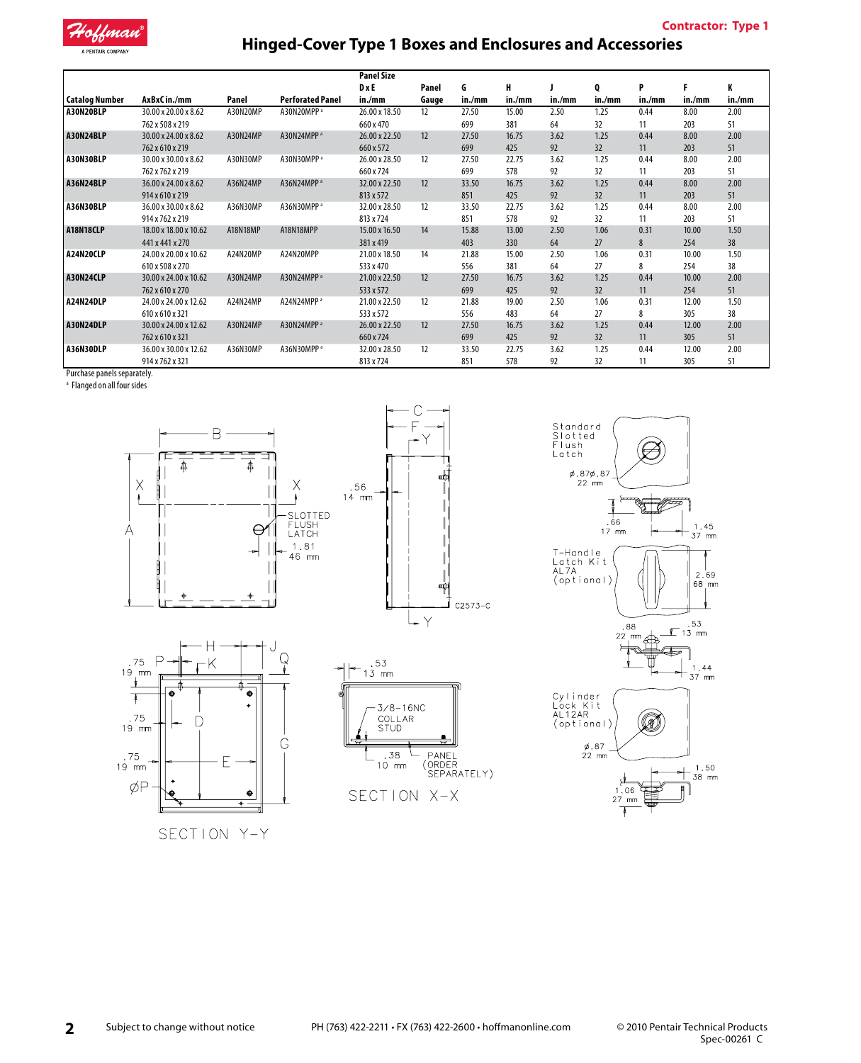Contractor: Type 1

# Hinged-Cover Type 1 Boxes and Enclosures and Accessories

| Catalog Number | AxBxC in./mm | Panel | Perforated Panel | Panel Size DxE in./mm | Panel Gauge | G in./mm | H in./mm | J in./mm | Q in./mm | P in./mm | F in./mm | K in./mm |
|---|---|---|---|---|---|---|---|---|---|---|---|---|
| **A30N20BLP** | 30.00 x 20.00 x 8.62<br>762 x 508 x 219 | A30N20MP | A30N20MPP [a] | 26.00 x 18.50<br>660 x 470 | 12 | 27.50<br>699 | 15.00<br>381 | 2.50<br>64 | 1.25<br>32 | 0.44<br>11 | 8.00<br>203 | 2.00<br>51 |
| **A30N24BLP** | 30.00 x 24.00 x 8.62<br>762 x 610 x 219 | A30N24MP | A30N24MPP [a] | 26.00 x 22.50<br>660 x 572 | 12 | 27.50<br>699 | 16.75<br>425 | 3.62<br>92 | 1.25<br>32 | 0.44<br>11 | 8.00<br>203 | 2.00<br>51 |
| **A30N30BLP** | 30.00 x 30.00 x 8.62<br>762 x 762 x 219 | A30N30MP | A30N30MPP [a] | 26.00 x 28.50<br>660 x 724 | 12 | 27.50<br>699 | 22.75<br>578 | 3.62<br>92 | 1.25<br>32 | 0.44<br>11 | 8.00<br>203 | 2.00<br>51 |
| **A36N24BLP** | 36.00 x 24.00 x 8.62<br>914 x 610 x 219 | A36N24MP | A36N24MPP [a] | 32.00 x 22.50<br>813 x 572 | 12 | 33.50<br>851 | 16.75<br>425 | 3.62<br>92 | 1.25<br>32 | 0.44<br>11 | 8.00<br>203 | 2.00<br>51 |
| **A36N30BLP** | 36.00 x 30.00 x 8.62<br>914 x 762 x 219 | A36N30MP | A36N30MPP [a] | 32.00 x 28.50<br>813 x 724 | 12 | 33.50<br>851 | 22.75<br>578 | 3.62<br>92 | 1.25<br>32 | 0.44<br>11 | 8.00<br>203 | 2.00<br>51 |
| **A18N18CLP** | 18.00 x 18.00 x 10.62<br>441 x 441 x 270 | A18N18MP | A18N18MPP | 15.00 x 16.50<br>381 x 419 | 14 | 15.88<br>403 | 13.00<br>330 | 2.50<br>64 | 1.06<br>27 | 0.31<br>8 | 10.00<br>254 | 1.50<br>38 |
| **A24N20CLP** | 24.00 x 20.00 x 10.62<br>610 x 508 x 270 | A24N20MP | A24N20MPP | 21.00 x 18.50<br>533 x 470 | 14 | 21.88<br>556 | 15.00<br>381 | 2.50<br>64 | 1.06<br>27 | 0.31<br>8 | 10.00<br>254 | 1.50<br>38 |
| **A30N24CLP** | 30.00 x 24.00 x 10.62<br>762 x 610 x 270 | A30N24MP | A30N24MPP [a] | 21.00 x 22.50<br>533 x 572 | 12 | 27.50<br>699 | 16.75<br>425 | 3.62<br>92 | 1.25<br>32 | 0.44<br>11 | 10.00<br>254 | 2.00<br>51 |
| **A24N24DLP** | 24.00 x 24.00 x 12.62<br>610 x 610 x 321 | A24N24MP | A24N24MPP [a] | 21.00 x 22.50<br>533 x 572 | 12 | 21.88<br>556 | 19.00<br>483 | 2.50<br>64 | 1.06<br>27 | 0.31<br>8 | 12.00<br>305 | 1.50<br>38 |
| **A30N24DLP** | 30.00 x 24.00 x 12.62<br>762 x 610 x 321 | A30N24MP | A30N24MPP [a] | 26.00 x 22.50<br>660 x 724 | 12 | 27.50<br>699 | 16.75<br>425 | 3.62<br>92 | 1.25<br>32 | 0.44<br>11 | 12.00<br>305 | 2.00<br>51 |
| **A36N30DLP** | 36.00 x 30.00 x 12.62<br>914 x 762 x 321 | A36N30MP | A36N30MPP [a] | 32.00 x 28.50<br>813 x 724 | 12 | 33.50<br>851 | 22.75<br>578 | 3.62<br>92 | 1.25<br>32 | 0.44<br>11 | 12.00<br>305 | 2.00<br>51 |

Purchase panels separately.

[a] Flanged on all four sides

B
X
X
A
SLOTTED FLUSH LATCH
1.81
46 mm

C
F
Y
.56
14 mm
C2573-C
Y

Standard Slotted Flush Latch
ø.87ø.87
22 mm
.66
17 mm
1.45
37 mm

T-Handle Latch Kit AL7A (optional)
2.69
68 mm
.88
22 mm
.53
13 mm
1.44
37 mm

Cylinder Lock Kit AL12AR (optional)
ø.87
22 mm
1.50
38 mm
1.06
27 mm

H
J
.75
19 mm
P
K
Q
.75
19 mm
D
G
.75
19 mm
E
ØP

SECTION Y-Y

.53
13 mm
3/8-16NC COLLAR STUD
.38
10 mm
PANEL (ORDER SEPARATELY)

SECTION X-X

Subject to change without notice

PH (763) 422-2211 • FX (763) 422-2600 • hoffmanonline.com

© 2010 Pentair Technical Products
Spec-00261 C